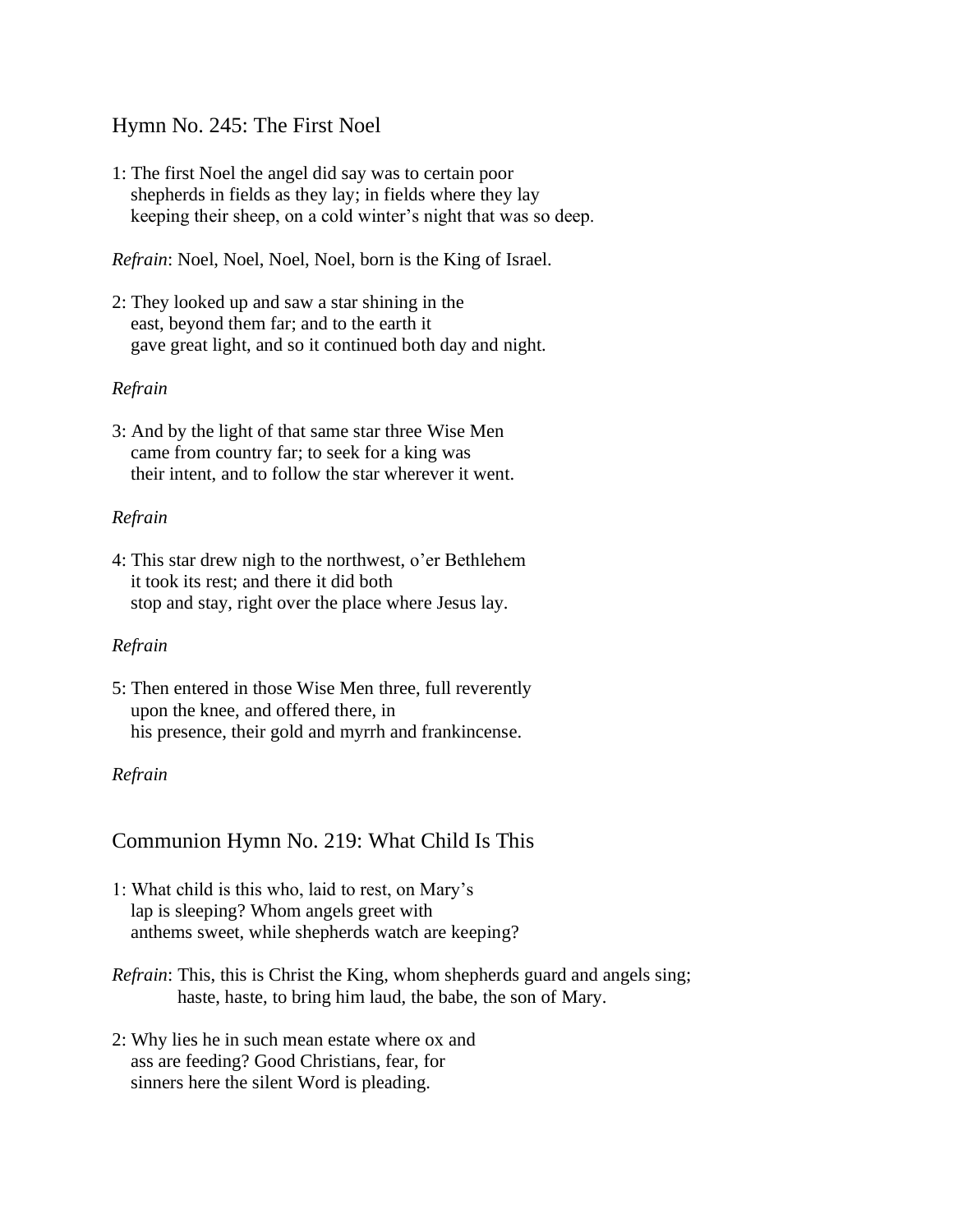## Hymn No. 245: The First Noel

1: The first Noel the angel did say was to certain poor
shepherds in fields as they lay; in fields where they lay
keeping their sheep, on a cold winter's night that was so deep.

*Refrain*: Noel, Noel, Noel, Noel, born is the King of Israel.

2: They looked up and saw a star shining in the
east, beyond them far; and to the earth it
gave great light, and so it continued both day and night.

*Refrain*

3: And by the light of that same star three Wise Men
came from country far; to seek for a king was
their intent, and to follow the star wherever it went.

*Refrain*

4: This star drew nigh to the northwest, o'er Bethlehem
it took its rest; and there it did both
stop and stay, right over the place where Jesus lay.

*Refrain*

5: Then entered in those Wise Men three, full reverently
upon the knee, and offered there, in
his presence, their gold and myrrh and frankincense.

*Refrain*

## Communion Hymn No. 219: What Child Is This

1: What child is this who, laid to rest, on Mary's
lap is sleeping? Whom angels greet with
anthems sweet, while shepherds watch are keeping?

*Refrain*: This, this is Christ the King, whom shepherds guard and angels sing;
haste, haste, to bring him laud, the babe, the son of Mary.

2: Why lies he in such mean estate where ox and
ass are feeding? Good Christians, fear, for
sinners here the silent Word is pleading.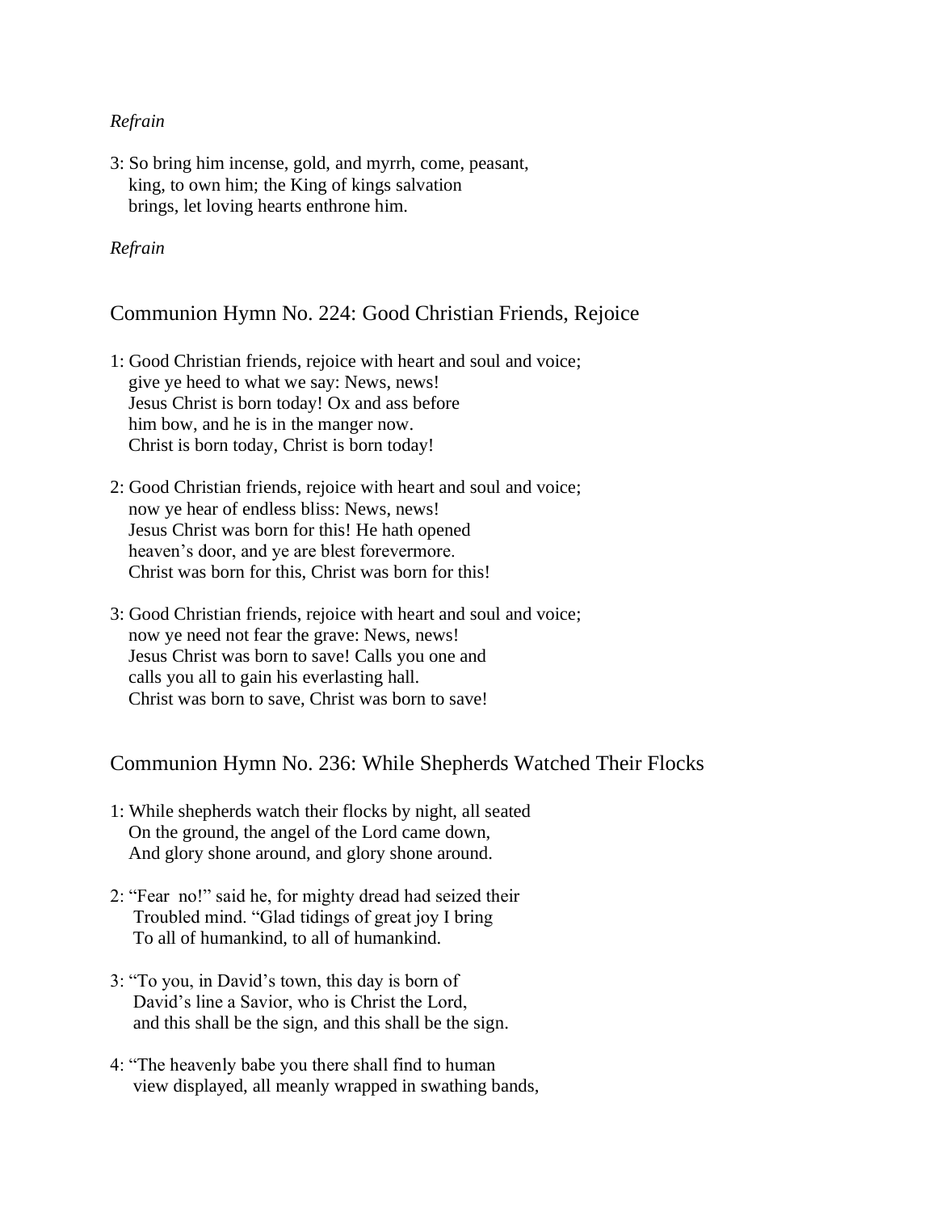*Refrain*

3: So bring him incense, gold, and myrrh, come, peasant,
king, to own him; the King of kings salvation
brings, let loving hearts enthrone him.

*Refrain*

## Communion Hymn No. 224: Good Christian Friends, Rejoice

1: Good Christian friends, rejoice with heart and soul and voice;
give ye heed to what we say: News, news!
Jesus Christ is born today! Ox and ass before
him bow, and he is in the manger now.
Christ is born today, Christ is born today!

2: Good Christian friends, rejoice with heart and soul and voice;
now ye hear of endless bliss: News, news!
Jesus Christ was born for this! He hath opened
heaven's door, and ye are blest forevermore.
Christ was born for this, Christ was born for this!

3: Good Christian friends, rejoice with heart and soul and voice;
now ye need not fear the grave: News, news!
Jesus Christ was born to save! Calls you one and
calls you all to gain his everlasting hall.
Christ was born to save, Christ was born to save!

## Communion Hymn No. 236: While Shepherds Watched Their Flocks

1: While shepherds watch their flocks by night, all seated
On the ground, the angel of the Lord came down,
And glory shone around, and glory shone around.

2: "Fear no!" said he, for mighty dread had seized their
Troubled mind. "Glad tidings of great joy I bring
To all of humankind, to all of humankind.

3: "To you, in David's town, this day is born of
David's line a Savior, who is Christ the Lord,
and this shall be the sign, and this shall be the sign.

4: "The heavenly babe you there shall find to human
view displayed, all meanly wrapped in swathing bands,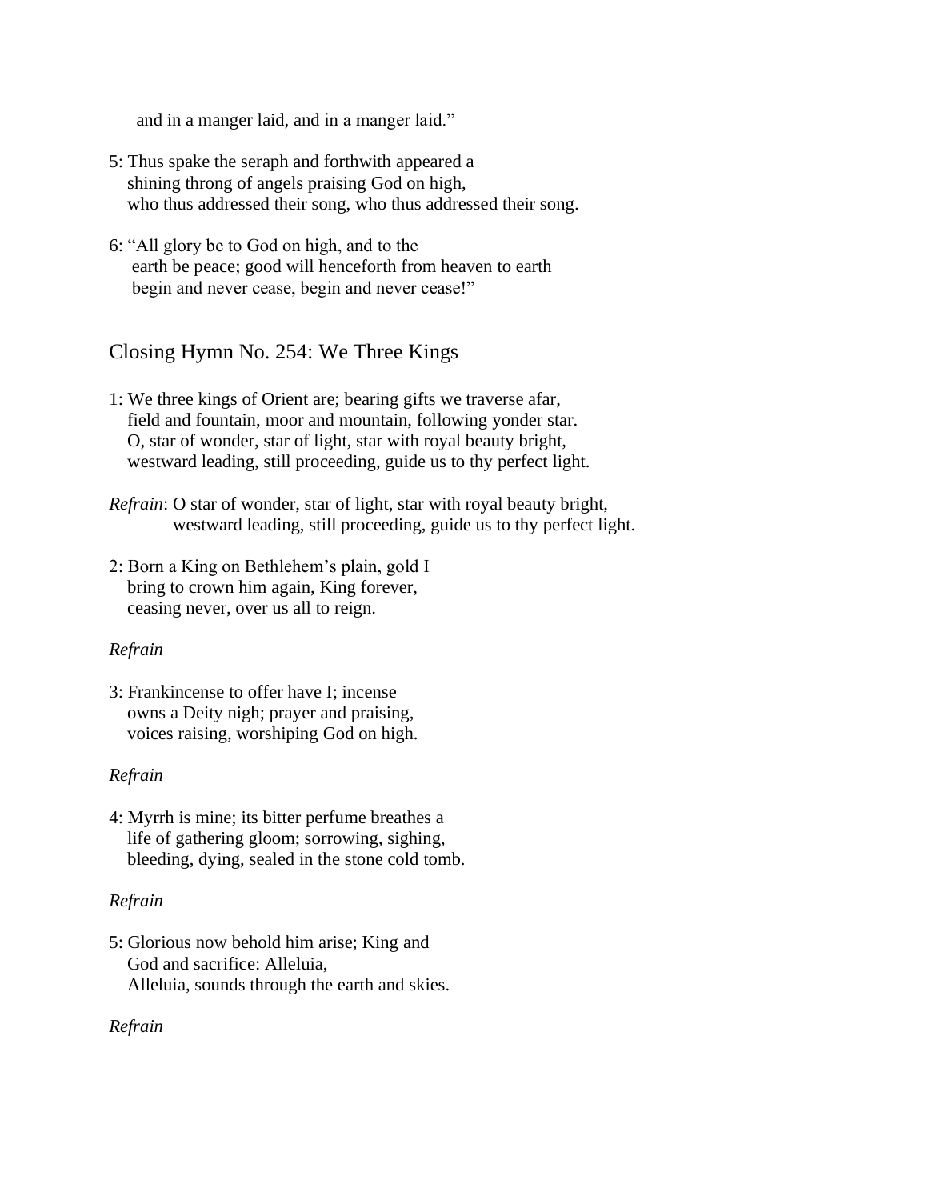and in a manger laid, and in a manger laid."

5: Thus spake the seraph and forthwith appeared a
shining throng of angels praising God on high,
who thus addressed their song, who thus addressed their song.

6: "All glory be to God on high, and to the
earth be peace; good will henceforth from heaven to earth
begin and never cease, begin and never cease!"

## Closing Hymn No. 254: We Three Kings

1: We three kings of Orient are; bearing gifts we traverse afar,
field and fountain, moor and mountain, following yonder star.
O, star of wonder, star of light, star with royal beauty bright,
westward leading, still proceeding, guide us to thy perfect light.

*Refrain*: O star of wonder, star of light, star with royal beauty bright,
westward leading, still proceeding, guide us to thy perfect light.

2: Born a King on Bethlehem's plain, gold I
bring to crown him again, King forever,
ceasing never, over us all to reign.

*Refrain*

3: Frankincense to offer have I; incense
owns a Deity nigh; prayer and praising,
voices raising, worshiping God on high.

*Refrain*

4: Myrrh is mine; its bitter perfume breathes a
life of gathering gloom; sorrowing, sighing,
bleeding, dying, sealed in the stone cold tomb.

*Refrain*

5: Glorious now behold him arise; King and
God and sacrifice: Alleluia,
Alleluia, sounds through the earth and skies.

*Refrain*